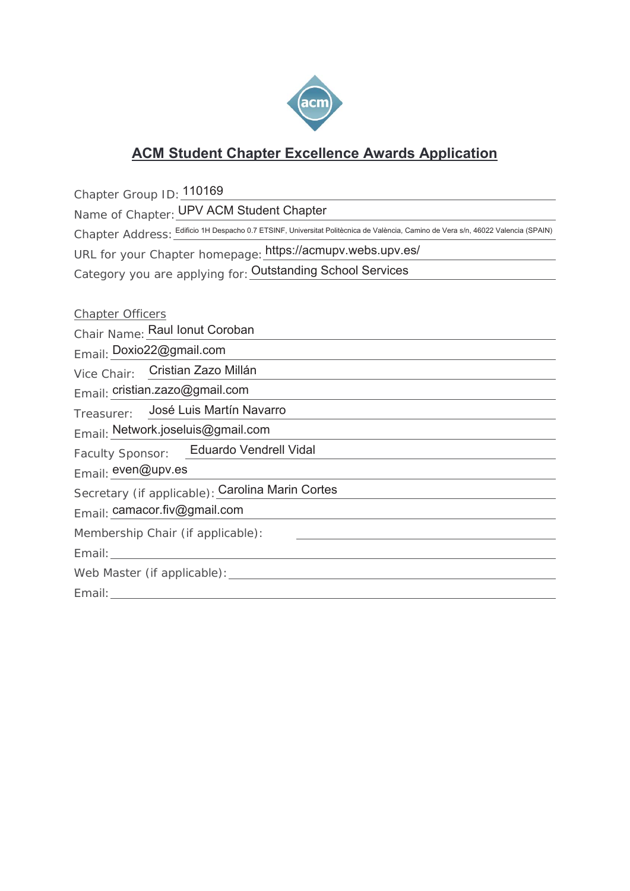# ACM Student Chapter Excellence Awards Application

Chapter Group ID: 110169

Name of Chapter: UPV ACM Student Chapter

Chapter Address: Edificio 1H Despacho 0.7 ETSINF, Universitat Politècnica de València, Camino de Vera s/n, 46022 Valencia (SPAIN)

URL for your Chapter homepage: https://acmupv.webs.upv.es/

Category you are applying for: Outstanding School Services

Chapter Officers

Chair Name: Raul Ionut Coroban

Email: Doxio22@gmail.com

Vice Chair: Cristian Zazo Millán

Email: cristian.zazo@gmail.com

Treasurer: José Luis Martín Navarro

Email: Network.joseluis@gmail.com

Faculty Sponsor: Eduardo Vendrell Vidal

Email: even@upv.es

Secretary (if applicable): Carolina Marin Cortes

Email: camacor.fiv@gmail.com

Membership Chair (if applicable):

Email:

Web Master (if applicable):

Email: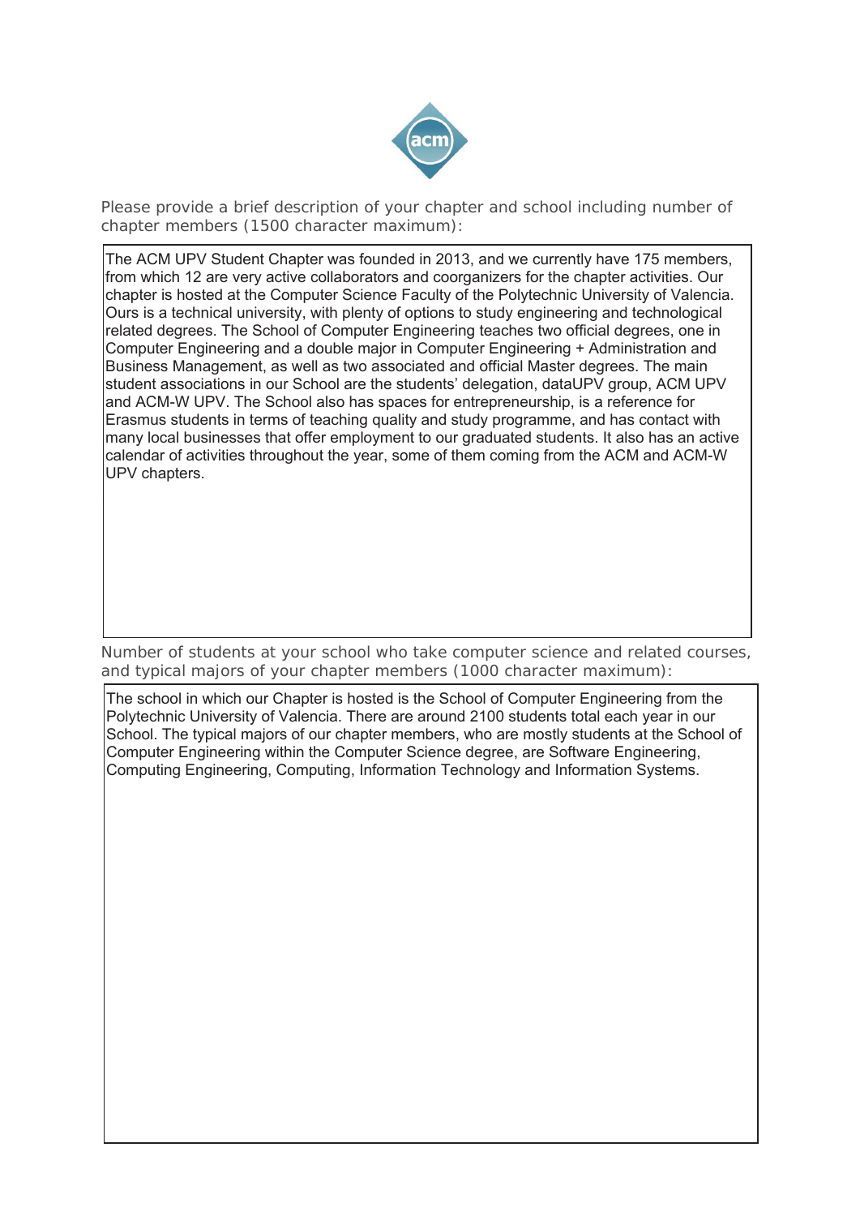Please provide a brief description of your chapter and school including number of chapter members (1500 character maximum):

The ACM UPV Student Chapter was founded in 2013, and we currently have 175 members, from which 12 are very active collaborators and coorganizers for the chapter activities. Our chapter is hosted at the Computer Science Faculty of the Polytechnic University of Valencia. Ours is a technical university, with plenty of options to study engineering and technological related degrees. The School of Computer Engineering teaches two official degrees, one in Computer Engineering and a double major in Computer Engineering + Administration and Business Management, as well as two associated and official Master degrees. The main student associations in our School are the students' delegation, dataUPV group, ACM UPV and ACM-W UPV. The School also has spaces for entrepreneurship, is a reference for Erasmus students in terms of teaching quality and study programme, and has contact with many local businesses that offer employment to our graduated students. It also has an active calendar of activities throughout the year, some of them coming from the ACM and ACM-W UPV chapters.

Number of students at your school who take computer science and related courses, and typical majors of your chapter members (1000 character maximum):

The school in which our Chapter is hosted is the School of Computer Engineering from the Polytechnic University of Valencia. There are around 2100 students total each year in our School. The typical majors of our chapter members, who are mostly students at the School of Computer Engineering within the Computer Science degree, are Software Engineering, Computing Engineering, Computing, Information Technology and Information Systems.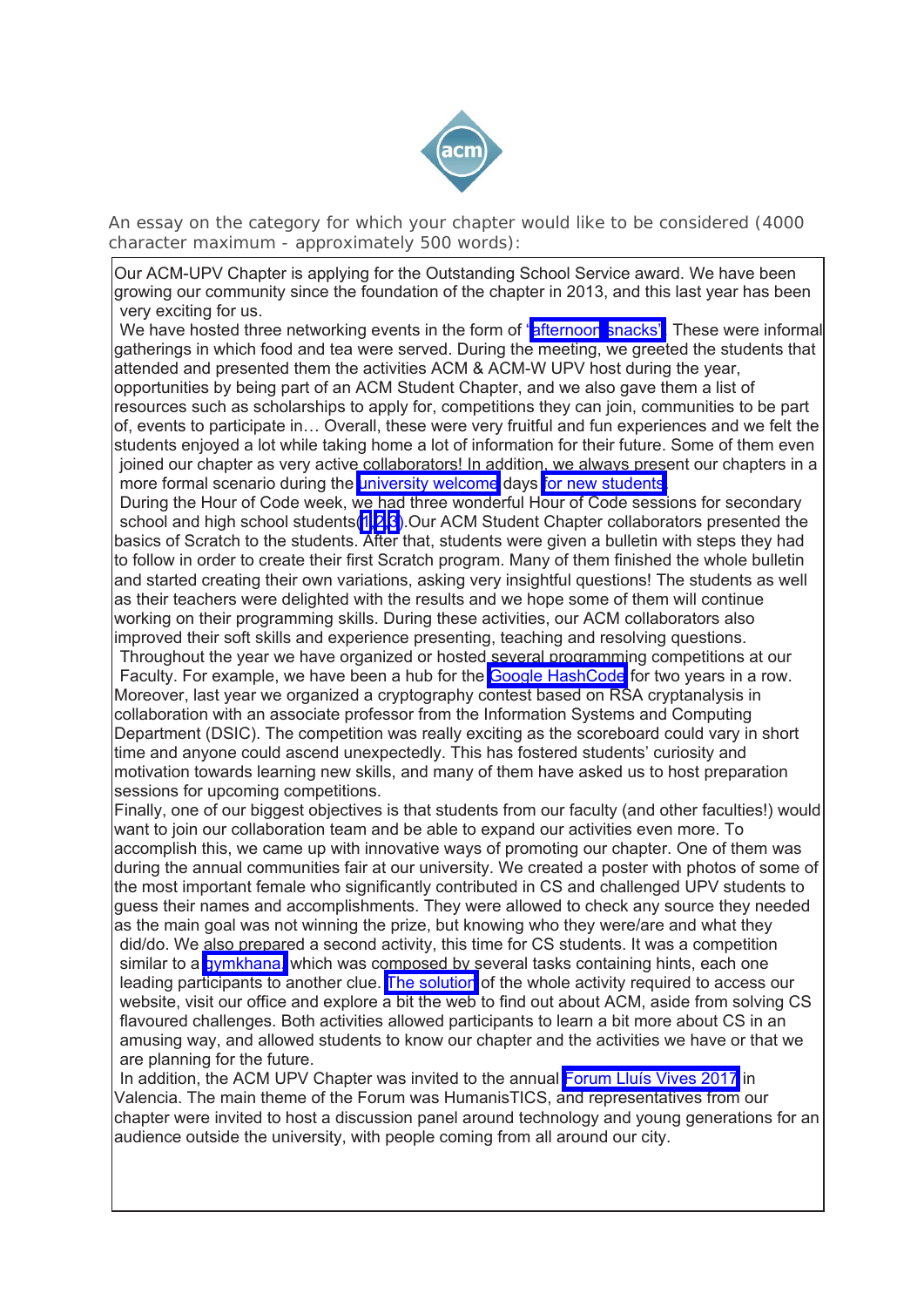An essay on the category for which your chapter would like to be considered (4000 character maximum - approximately 500 words):

Our ACM-UPV Chapter is applying for the Outstanding School Service award. We have been growing our community since the foundation of the chapter in 2013, and this last year has been very exciting for us.

We have hosted three networking events in the form of 'afternoon snacks'. These were informal gatherings in which food and tea were served. During the meeting, we greeted the students that attended and presented them the activities ACM & ACM-W UPV host during the year, opportunities by being part of an ACM Student Chapter, and we also gave them a list of resources such as scholarships to apply for, competitions they can join, communities to be part of, events to participate in… Overall, these were very fruitful and fun experiences and we felt the students enjoyed a lot while taking home a lot of information for their future. Some of them even joined our chapter as very active collaborators! In addition, we always present our chapters in a more formal scenario during the university welcome days for new students.

During the Hour of Code week, we had three wonderful Hour of Code sessions for secondary school and high school students(1,2,3).Our ACM Student Chapter collaborators presented the basics of Scratch to the students. After that, students were given a bulletin with steps they had to follow in order to create their first Scratch program. Many of them finished the whole bulletin and started creating their own variations, asking very insightful questions! The students as well as their teachers were delighted with the results and we hope some of them will continue working on their programming skills. During these activities, our ACM collaborators also improved their soft skills and experience presenting, teaching and resolving questions.

Throughout the year we have organized or hosted several programming competitions at our Faculty. For example, we have been a hub for the Google HashCode for two years in a row. Moreover, last year we organized a cryptography contest based on RSA cryptanalysis in collaboration with an associate professor from the Information Systems and Computing Department (DSIC). The competition was really exciting as the scoreboard could vary in short time and anyone could ascend unexpectedly. This has fostered students' curiosity and motivation towards learning new skills, and many of them have asked us to host preparation sessions for upcoming competitions.

Finally, one of our biggest objectives is that students from our faculty (and other faculties!) would want to join our collaboration team and be able to expand our activities even more. To accomplish this, we came up with innovative ways of promoting our chapter. One of them was during the annual communities fair at our university. We created a poster with photos of some of the most important female who significantly contributed in CS and challenged UPV students to guess their names and accomplishments. They were allowed to check any source they needed as the main goal was not winning the prize, but knowing who they were/are and what they did/do. We also prepared a second activity, this time for CS students. It was a competition similar to a gymkhana, which was composed by several tasks containing hints, each one leading participants to another clue. The solution of the whole activity required to access our website, visit our office and explore a bit the web to find out about ACM, aside from solving CS flavoured challenges. Both activities allowed participants to learn a bit more about CS in an amusing way, and allowed students to know our chapter and the activities we have or that we are planning for the future.

In addition, the ACM UPV Chapter was invited to the annual Forum Lluís Vives 2017 in Valencia. The main theme of the Forum was HumanisTICS, and representatives from our chapter were invited to host a discussion panel around technology and young generations for an audience outside the university, with people coming from all around our city.